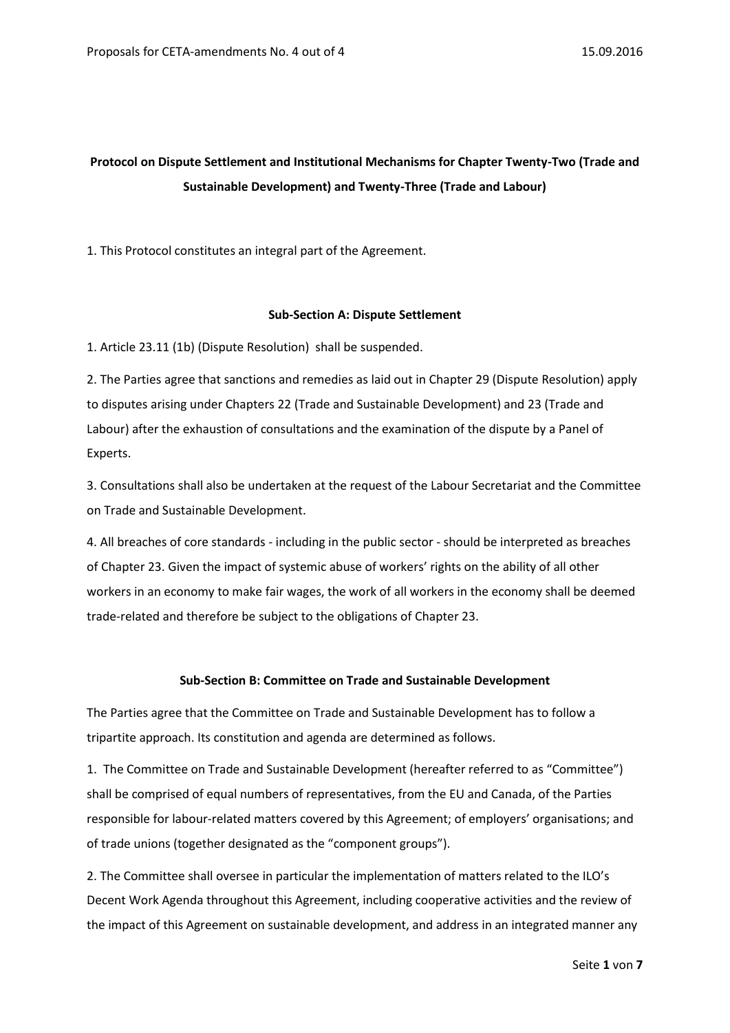# Protocol on Dispute Settlement and Institutional Mechanisms for Chapter Twenty-Two (Trade and Sustainable Development) and Twenty-Three (Trade and Labour)

1. This Protocol constitutes an integral part of the Agreement.

## Sub-Section A: Dispute Settlement

1. Article 23.11 (1b) (Dispute Resolution) shall be suspended.

2. The Parties agree that sanctions and remedies as laid out in Chapter 29 (Dispute Resolution) apply to disputes arising under Chapters 22 (Trade and Sustainable Development) and 23 (Trade and Labour) after the exhaustion of consultations and the examination of the dispute by a Panel of Experts.

3. Consultations shall also be undertaken at the request of the Labour Secretariat and the Committee on Trade and Sustainable Development.

4. All breaches of core standards - including in the public sector - should be interpreted as breaches of Chapter 23. Given the impact of systemic abuse of workers' rights on the ability of all other workers in an economy to make fair wages, the work of all workers in the economy shall be deemed trade-related and therefore be subject to the obligations of Chapter 23.

## Sub-Section B: Committee on Trade and Sustainable Development

The Parties agree that the Committee on Trade and Sustainable Development has to follow a tripartite approach. Its constitution and agenda are determined as follows.

1. The Committee on Trade and Sustainable Development (hereafter referred to as "Committee") shall be comprised of equal numbers of representatives, from the EU and Canada, of the Parties responsible for labour-related matters covered by this Agreement; of employers' organisations; and of trade unions (together designated as the "component groups").

2. The Committee shall oversee in particular the implementation of matters related to the ILO's Decent Work Agenda throughout this Agreement, including cooperative activities and the review of the impact of this Agreement on sustainable development, and address in an integrated manner any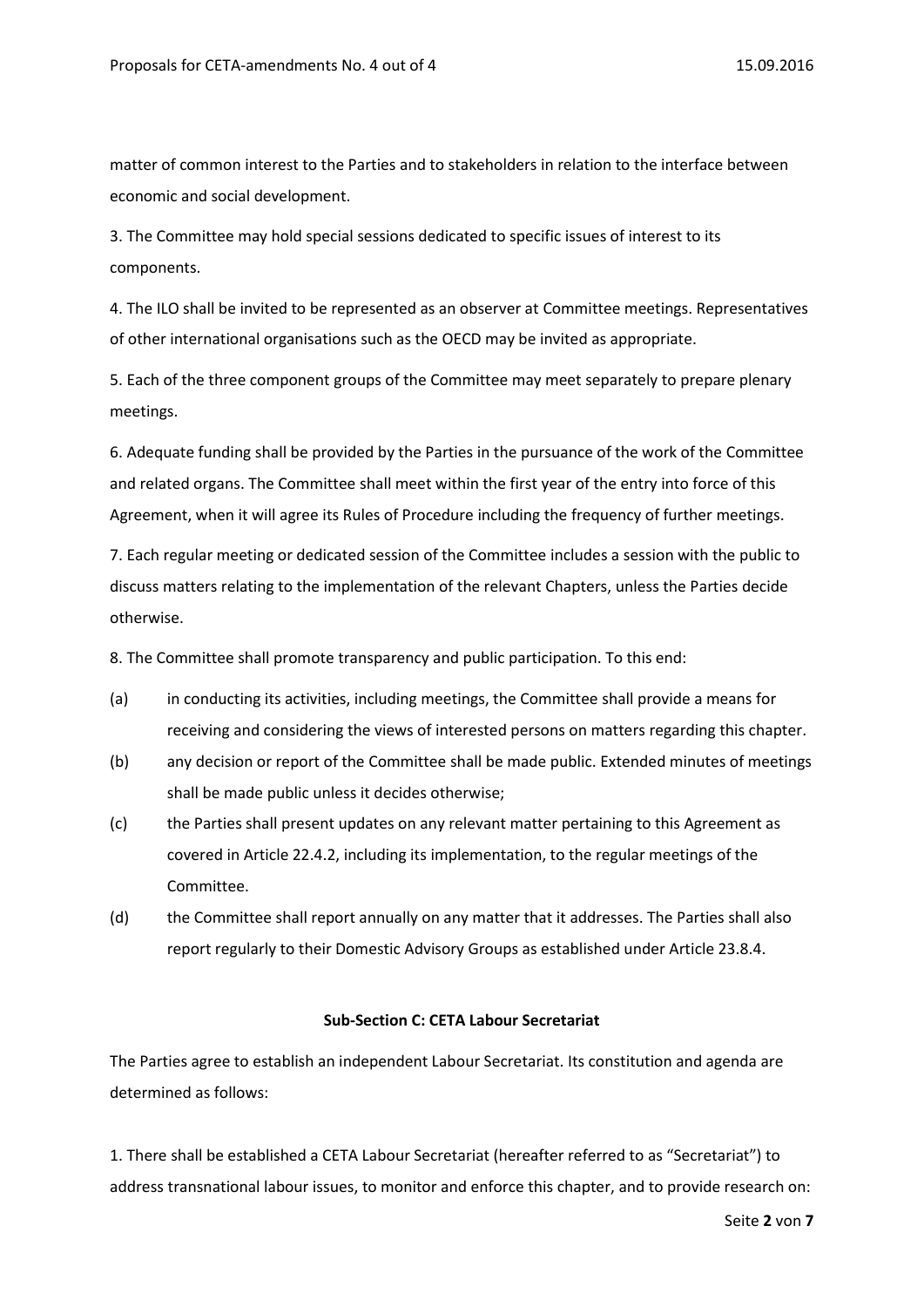matter of common interest to the Parties and to stakeholders in relation to the interface between economic and social development.

3. The Committee may hold special sessions dedicated to specific issues of interest to its components.

4. The ILO shall be invited to be represented as an observer at Committee meetings. Representatives of other international organisations such as the OECD may be invited as appropriate.

5. Each of the three component groups of the Committee may meet separately to prepare plenary meetings.

6. Adequate funding shall be provided by the Parties in the pursuance of the work of the Committee and related organs. The Committee shall meet within the first year of the entry into force of this Agreement, when it will agree its Rules of Procedure including the frequency of further meetings.

7. Each regular meeting or dedicated session of the Committee includes a session with the public to discuss matters relating to the implementation of the relevant Chapters, unless the Parties decide otherwise.

8. The Committee shall promote transparency and public participation. To this end:

(a) in conducting its activities, including meetings, the Committee shall provide a means for receiving and considering the views of interested persons on matters regarding this chapter.

(b) any decision or report of the Committee shall be made public. Extended minutes of meetings shall be made public unless it decides otherwise;

(c) the Parties shall present updates on any relevant matter pertaining to this Agreement as covered in Article 22.4.2, including its implementation, to the regular meetings of the Committee.

(d) the Committee shall report annually on any matter that it addresses. The Parties shall also report regularly to their Domestic Advisory Groups as established under Article 23.8.4.

**Sub-Section C: CETA Labour Secretariat**

The Parties agree to establish an independent Labour Secretariat. Its constitution and agenda are determined as follows:

1. There shall be established a CETA Labour Secretariat (hereafter referred to as "Secretariat") to address transnational labour issues, to monitor and enforce this chapter, and to provide research on: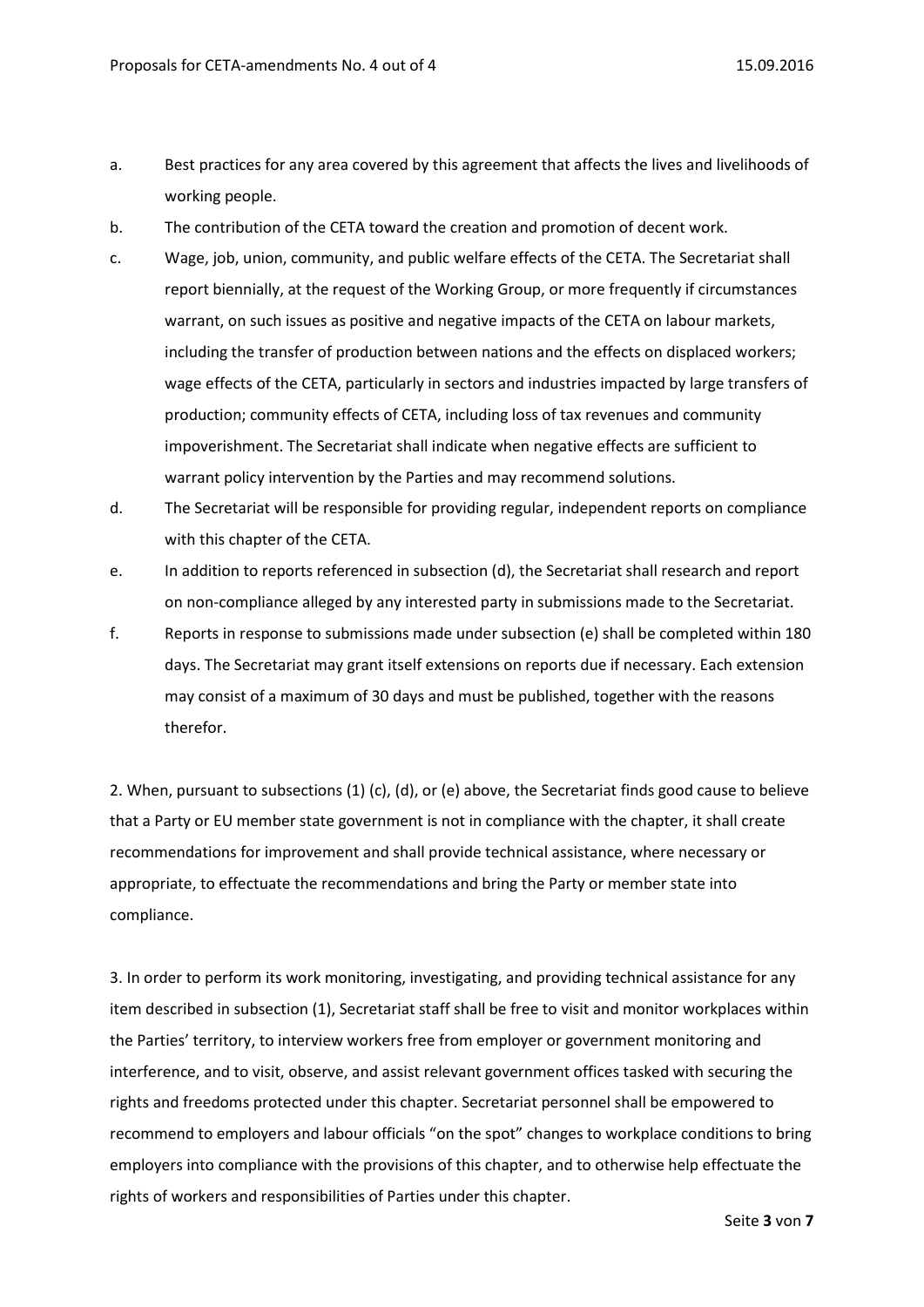a. Best practices for any area covered by this agreement that affects the lives and livelihoods of working people.

b. The contribution of the CETA toward the creation and promotion of decent work.

c. Wage, job, union, community, and public welfare effects of the CETA. The Secretariat shall report biennially, at the request of the Working Group, or more frequently if circumstances warrant, on such issues as positive and negative impacts of the CETA on labour markets, including the transfer of production between nations and the effects on displaced workers; wage effects of the CETA, particularly in sectors and industries impacted by large transfers of production; community effects of CETA, including loss of tax revenues and community impoverishment. The Secretariat shall indicate when negative effects are sufficient to warrant policy intervention by the Parties and may recommend solutions.

d. The Secretariat will be responsible for providing regular, independent reports on compliance with this chapter of the CETA.

e. In addition to reports referenced in subsection (d), the Secretariat shall research and report on non-compliance alleged by any interested party in submissions made to the Secretariat.

f. Reports in response to submissions made under subsection (e) shall be completed within 180 days. The Secretariat may grant itself extensions on reports due if necessary. Each extension may consist of a maximum of 30 days and must be published, together with the reasons therefor.

2. When, pursuant to subsections (1) (c), (d), or (e) above, the Secretariat finds good cause to believe that a Party or EU member state government is not in compliance with the chapter, it shall create recommendations for improvement and shall provide technical assistance, where necessary or appropriate, to effectuate the recommendations and bring the Party or member state into compliance.

3. In order to perform its work monitoring, investigating, and providing technical assistance for any item described in subsection (1), Secretariat staff shall be free to visit and monitor workplaces within the Parties' territory, to interview workers free from employer or government monitoring and interference, and to visit, observe, and assist relevant government offices tasked with securing the rights and freedoms protected under this chapter. Secretariat personnel shall be empowered to recommend to employers and labour officials "on the spot" changes to workplace conditions to bring employers into compliance with the provisions of this chapter, and to otherwise help effectuate the rights of workers and responsibilities of Parties under this chapter.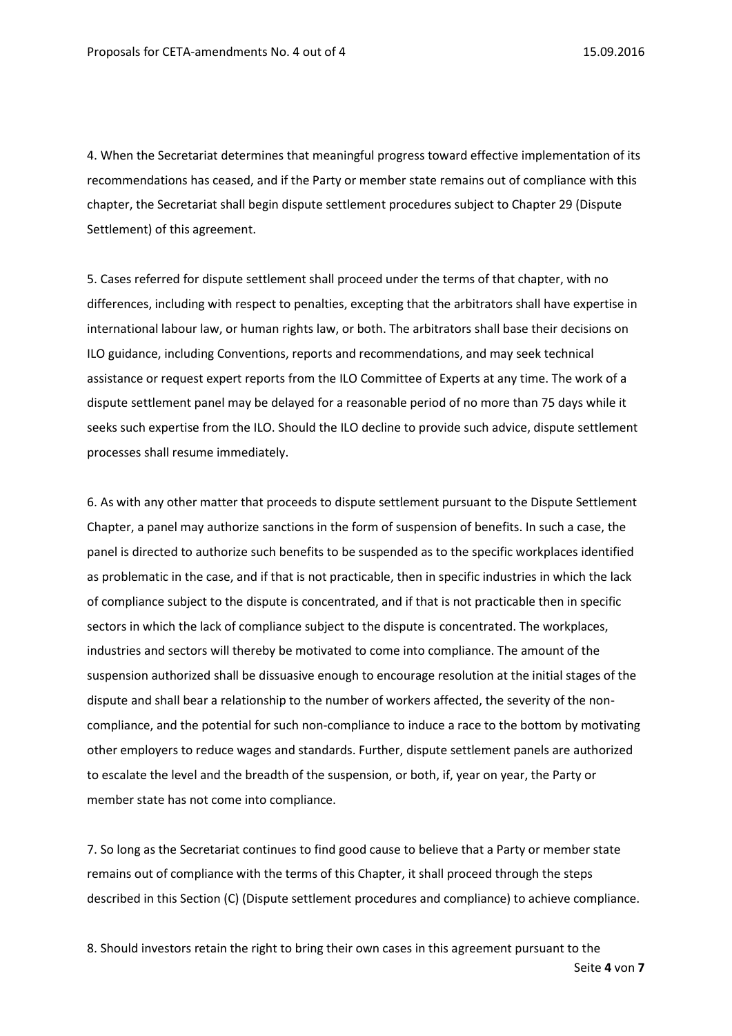4. When the Secretariat determines that meaningful progress toward effective implementation of its recommendations has ceased, and if the Party or member state remains out of compliance with this chapter, the Secretariat shall begin dispute settlement procedures subject to Chapter 29 (Dispute Settlement) of this agreement.

5. Cases referred for dispute settlement shall proceed under the terms of that chapter, with no differences, including with respect to penalties, excepting that the arbitrators shall have expertise in international labour law, or human rights law, or both. The arbitrators shall base their decisions on ILO guidance, including Conventions, reports and recommendations, and may seek technical assistance or request expert reports from the ILO Committee of Experts at any time. The work of a dispute settlement panel may be delayed for a reasonable period of no more than 75 days while it seeks such expertise from the ILO. Should the ILO decline to provide such advice, dispute settlement processes shall resume immediately.

6. As with any other matter that proceeds to dispute settlement pursuant to the Dispute Settlement Chapter, a panel may authorize sanctions in the form of suspension of benefits. In such a case, the panel is directed to authorize such benefits to be suspended as to the specific workplaces identified as problematic in the case, and if that is not practicable, then in specific industries in which the lack of compliance subject to the dispute is concentrated, and if that is not practicable then in specific sectors in which the lack of compliance subject to the dispute is concentrated. The workplaces, industries and sectors will thereby be motivated to come into compliance. The amount of the suspension authorized shall be dissuasive enough to encourage resolution at the initial stages of the dispute and shall bear a relationship to the number of workers affected, the severity of the non-compliance, and the potential for such non-compliance to induce a race to the bottom by motivating other employers to reduce wages and standards. Further, dispute settlement panels are authorized to escalate the level and the breadth of the suspension, or both, if, year on year, the Party or member state has not come into compliance.

7. So long as the Secretariat continues to find good cause to believe that a Party or member state remains out of compliance with the terms of this Chapter, it shall proceed through the steps described in this Section (C) (Dispute settlement procedures and compliance) to achieve compliance.

8. Should investors retain the right to bring their own cases in this agreement pursuant to the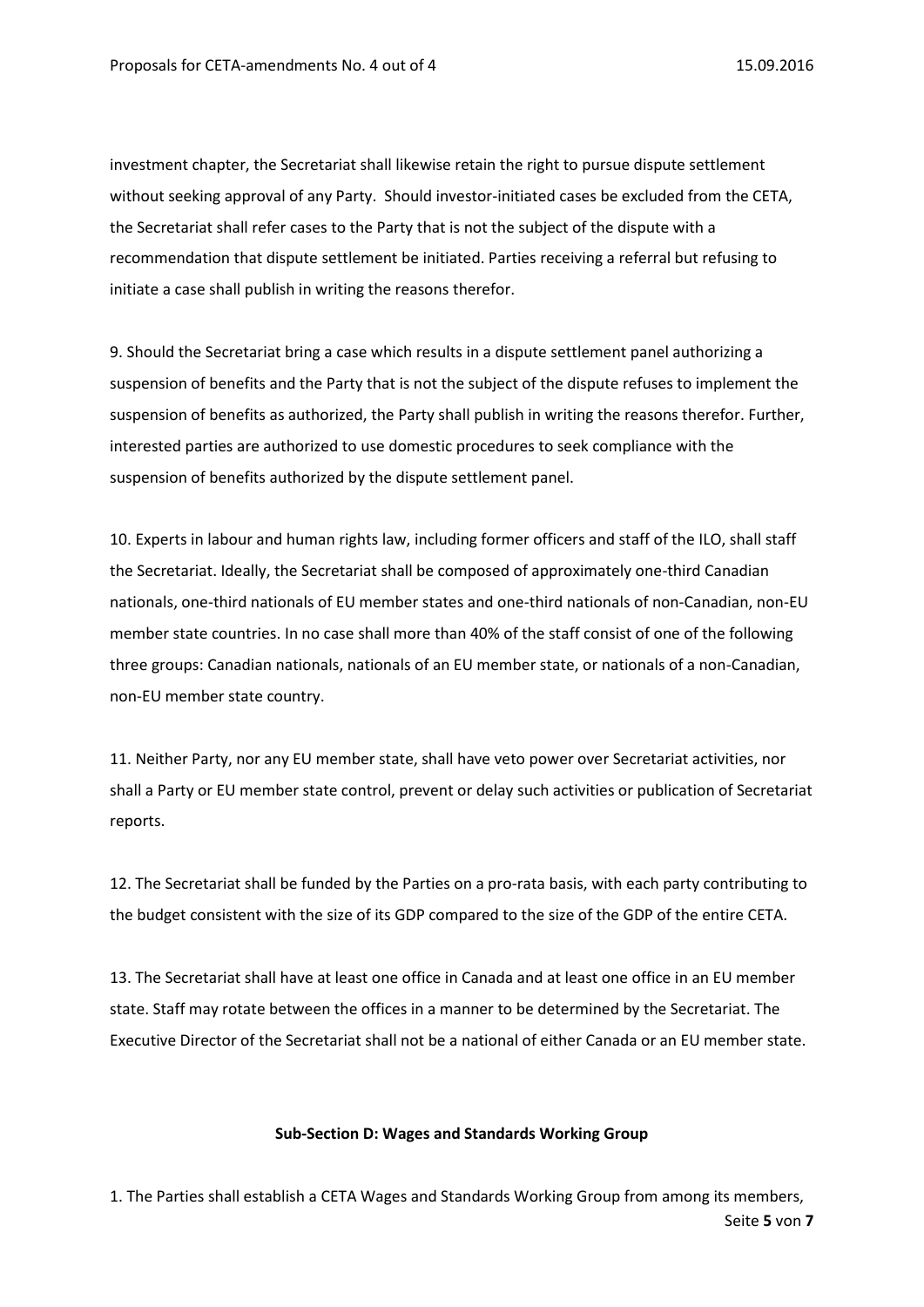investment chapter, the Secretariat shall likewise retain the right to pursue dispute settlement without seeking approval of any Party. Should investor-initiated cases be excluded from the CETA, the Secretariat shall refer cases to the Party that is not the subject of the dispute with a recommendation that dispute settlement be initiated. Parties receiving a referral but refusing to initiate a case shall publish in writing the reasons therefor.

9. Should the Secretariat bring a case which results in a dispute settlement panel authorizing a suspension of benefits and the Party that is not the subject of the dispute refuses to implement the suspension of benefits as authorized, the Party shall publish in writing the reasons therefor. Further, interested parties are authorized to use domestic procedures to seek compliance with the suspension of benefits authorized by the dispute settlement panel.

10. Experts in labour and human rights law, including former officers and staff of the ILO, shall staff the Secretariat. Ideally, the Secretariat shall be composed of approximately one-third Canadian nationals, one-third nationals of EU member states and one-third nationals of non-Canadian, non-EU member state countries. In no case shall more than 40% of the staff consist of one of the following three groups: Canadian nationals, nationals of an EU member state, or nationals of a non-Canadian, non-EU member state country.

11. Neither Party, nor any EU member state, shall have veto power over Secretariat activities, nor shall a Party or EU member state control, prevent or delay such activities or publication of Secretariat reports.

12. The Secretariat shall be funded by the Parties on a pro-rata basis, with each party contributing to the budget consistent with the size of its GDP compared to the size of the GDP of the entire CETA.

13. The Secretariat shall have at least one office in Canada and at least one office in an EU member state. Staff may rotate between the offices in a manner to be determined by the Secretariat. The Executive Director of the Secretariat shall not be a national of either Canada or an EU member state.

**Sub-Section D: Wages and Standards Working Group**

1. The Parties shall establish a CETA Wages and Standards Working Group from among its members,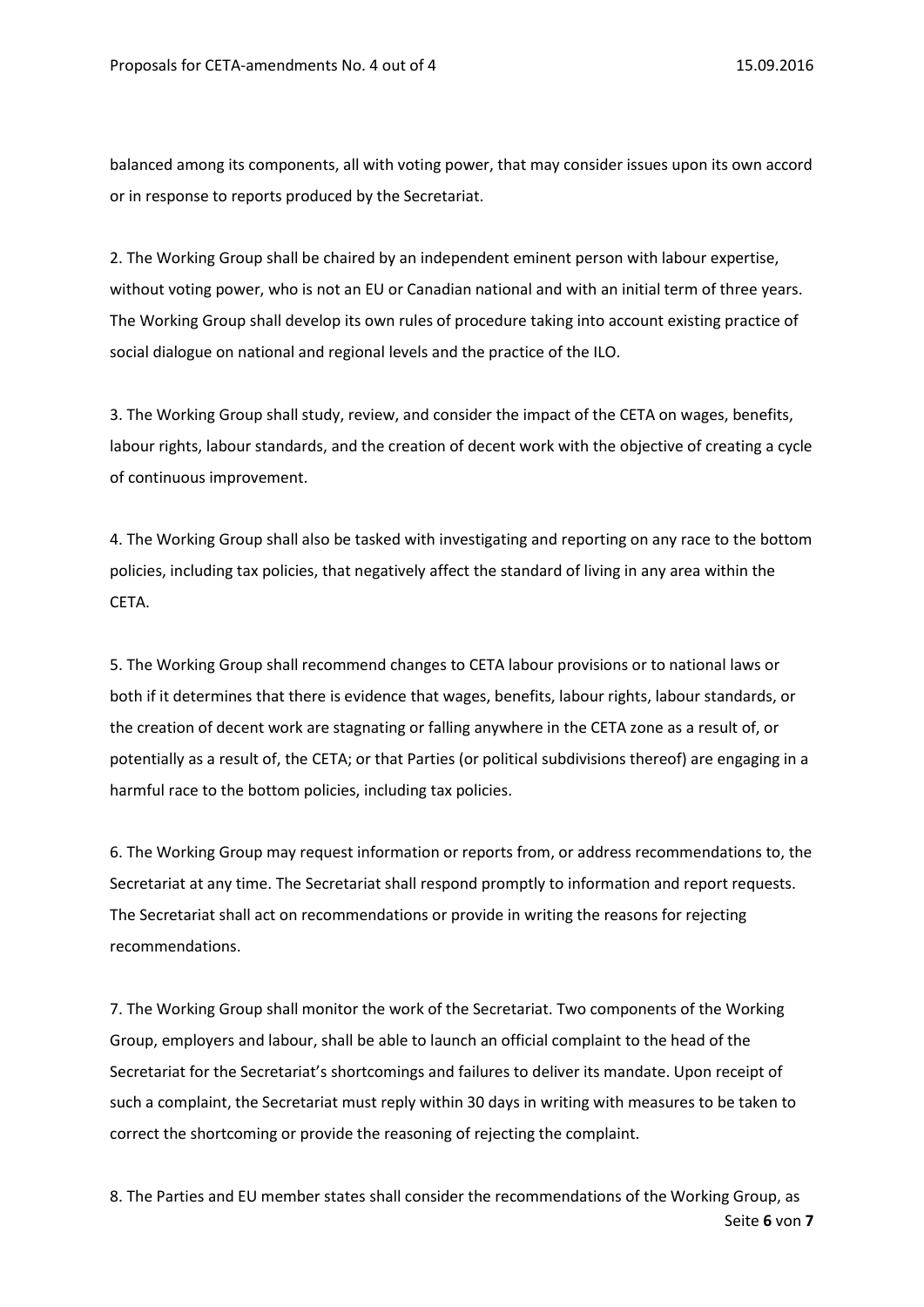balanced among its components, all with voting power, that may consider issues upon its own accord or in response to reports produced by the Secretariat.

2. The Working Group shall be chaired by an independent eminent person with labour expertise, without voting power, who is not an EU or Canadian national and with an initial term of three years. The Working Group shall develop its own rules of procedure taking into account existing practice of social dialogue on national and regional levels and the practice of the ILO.

3. The Working Group shall study, review, and consider the impact of the CETA on wages, benefits, labour rights, labour standards, and the creation of decent work with the objective of creating a cycle of continuous improvement.

4. The Working Group shall also be tasked with investigating and reporting on any race to the bottom policies, including tax policies, that negatively affect the standard of living in any area within the CETA.

5. The Working Group shall recommend changes to CETA labour provisions or to national laws or both if it determines that there is evidence that wages, benefits, labour rights, labour standards, or the creation of decent work are stagnating or falling anywhere in the CETA zone as a result of, or potentially as a result of, the CETA; or that Parties (or political subdivisions thereof) are engaging in a harmful race to the bottom policies, including tax policies.

6. The Working Group may request information or reports from, or address recommendations to, the Secretariat at any time. The Secretariat shall respond promptly to information and report requests. The Secretariat shall act on recommendations or provide in writing the reasons for rejecting recommendations.

7. The Working Group shall monitor the work of the Secretariat. Two components of the Working Group, employers and labour, shall be able to launch an official complaint to the head of the Secretariat for the Secretariat's shortcomings and failures to deliver its mandate. Upon receipt of such a complaint, the Secretariat must reply within 30 days in writing with measures to be taken to correct the shortcoming or provide the reasoning of rejecting the complaint.

8. The Parties and EU member states shall consider the recommendations of the Working Group, as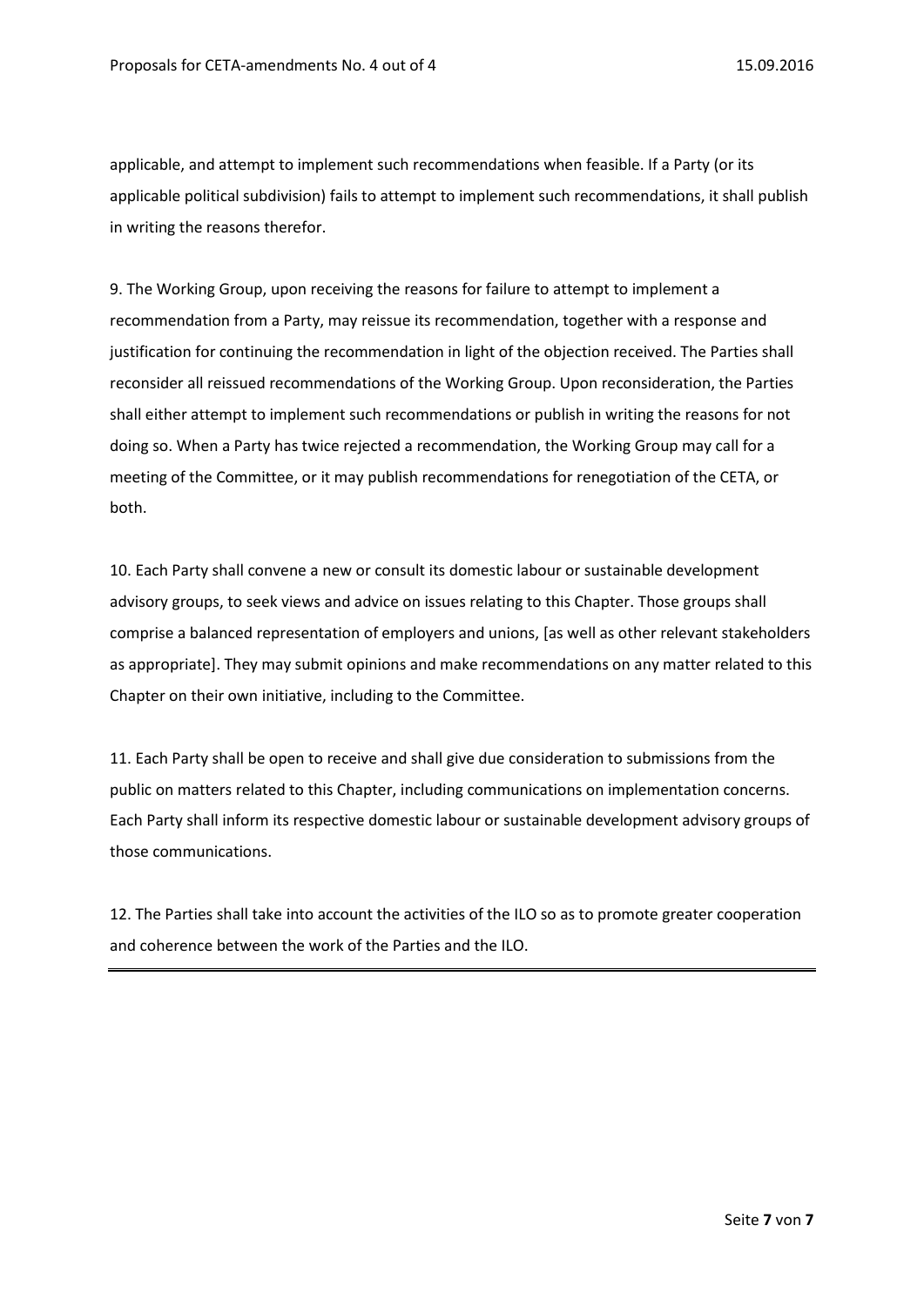applicable, and attempt to implement such recommendations when feasible. If a Party (or its applicable political subdivision) fails to attempt to implement such recommendations, it shall publish in writing the reasons therefor.

9. The Working Group, upon receiving the reasons for failure to attempt to implement a recommendation from a Party, may reissue its recommendation, together with a response and justification for continuing the recommendation in light of the objection received. The Parties shall reconsider all reissued recommendations of the Working Group. Upon reconsideration, the Parties shall either attempt to implement such recommendations or publish in writing the reasons for not doing so. When a Party has twice rejected a recommendation, the Working Group may call for a meeting of the Committee, or it may publish recommendations for renegotiation of the CETA, or both.

10. Each Party shall convene a new or consult its domestic labour or sustainable development advisory groups, to seek views and advice on issues relating to this Chapter. Those groups shall comprise a balanced representation of employers and unions, [as well as other relevant stakeholders as appropriate]. They may submit opinions and make recommendations on any matter related to this Chapter on their own initiative, including to the Committee.

11. Each Party shall be open to receive and shall give due consideration to submissions from the public on matters related to this Chapter, including communications on implementation concerns. Each Party shall inform its respective domestic labour or sustainable development advisory groups of those communications.

12. The Parties shall take into account the activities of the ILO so as to promote greater cooperation and coherence between the work of the Parties and the ILO.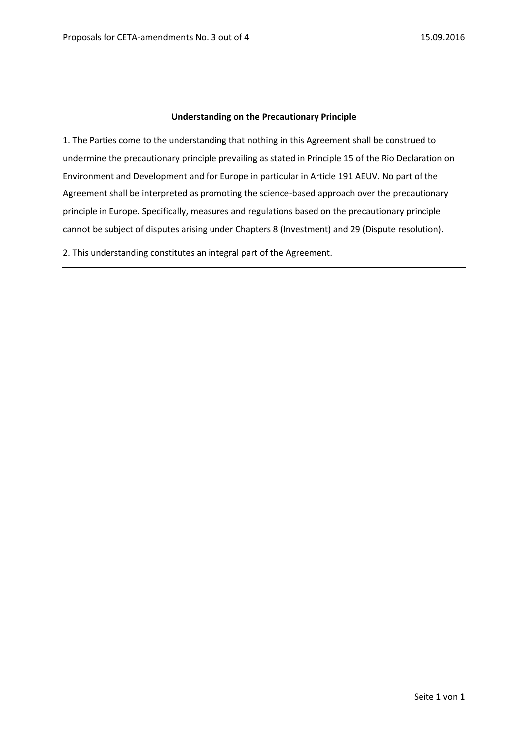## Understanding on the Precautionary Principle

1. The Parties come to the understanding that nothing in this Agreement shall be construed to undermine the precautionary principle prevailing as stated in Principle 15 of the Rio Declaration on Environment and Development and for Europe in particular in Article 191 AEUV. No part of the Agreement shall be interpreted as promoting the science-based approach over the precautionary principle in Europe. Specifically, measures and regulations based on the precautionary principle cannot be subject of disputes arising under Chapters 8 (Investment) and 29 (Dispute resolution).

2. This understanding constitutes an integral part of the Agreement.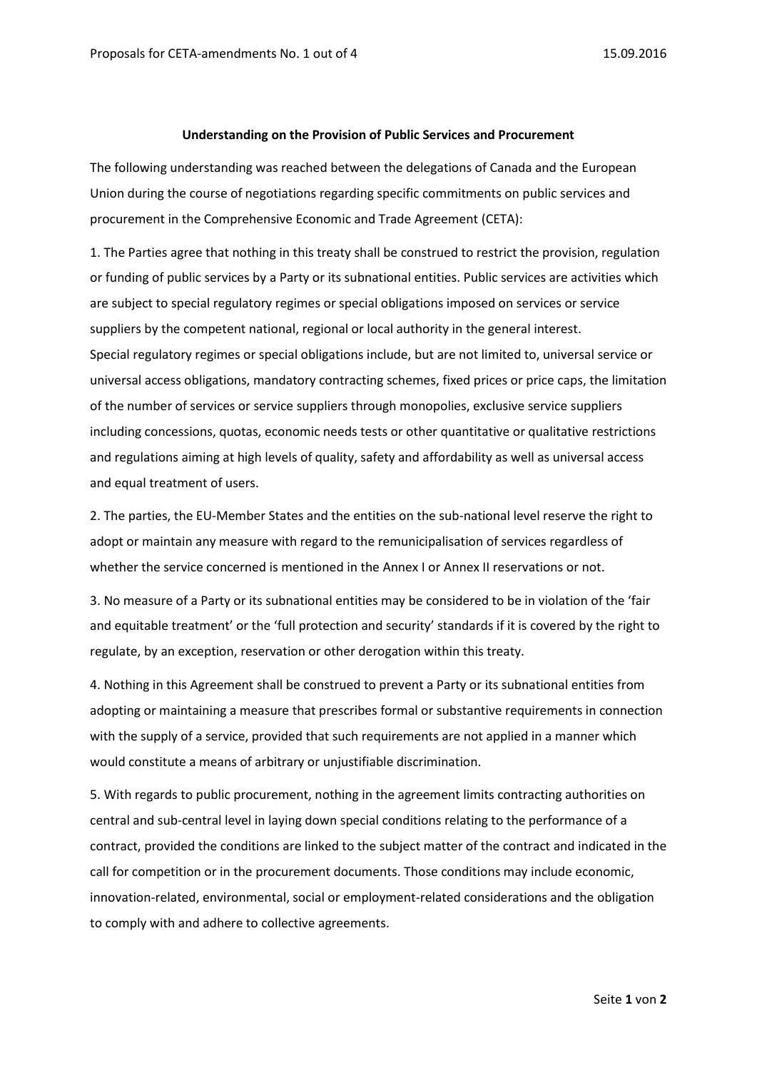**Understanding on the Provision of Public Services and Procurement**

The following understanding was reached between the delegations of Canada and the European Union during the course of negotiations regarding specific commitments on public services and procurement in the Comprehensive Economic and Trade Agreement (CETA):

1. The Parties agree that nothing in this treaty shall be construed to restrict the provision, regulation or funding of public services by a Party or its subnational entities. Public services are activities which are subject to special regulatory regimes or special obligations imposed on services or service suppliers by the competent national, regional or local authority in the general interest.
Special regulatory regimes or special obligations include, but are not limited to, universal service or universal access obligations, mandatory contracting schemes, fixed prices or price caps, the limitation of the number of services or service suppliers through monopolies, exclusive service suppliers including concessions, quotas, economic needs tests or other quantitative or qualitative restrictions and regulations aiming at high levels of quality, safety and affordability as well as universal access and equal treatment of users.

2. The parties, the EU-Member States and the entities on the sub-national level reserve the right to adopt or maintain any measure with regard to the remunicipalisation of services regardless of whether the service concerned is mentioned in the Annex I or Annex II reservations or not.

3. No measure of a Party or its subnational entities may be considered to be in violation of the 'fair and equitable treatment' or the 'full protection and security' standards if it is covered by the right to regulate, by an exception, reservation or other derogation within this treaty.

4. Nothing in this Agreement shall be construed to prevent a Party or its subnational entities from adopting or maintaining a measure that prescribes formal or substantive requirements in connection with the supply of a service, provided that such requirements are not applied in a manner which would constitute a means of arbitrary or unjustifiable discrimination.

5. With regards to public procurement, nothing in the agreement limits contracting authorities on central and sub-central level in laying down special conditions relating to the performance of a contract, provided the conditions are linked to the subject matter of the contract and indicated in the call for competition or in the procurement documents. Those conditions may include economic, innovation-related, environmental, social or employment-related considerations and the obligation to comply with and adhere to collective agreements.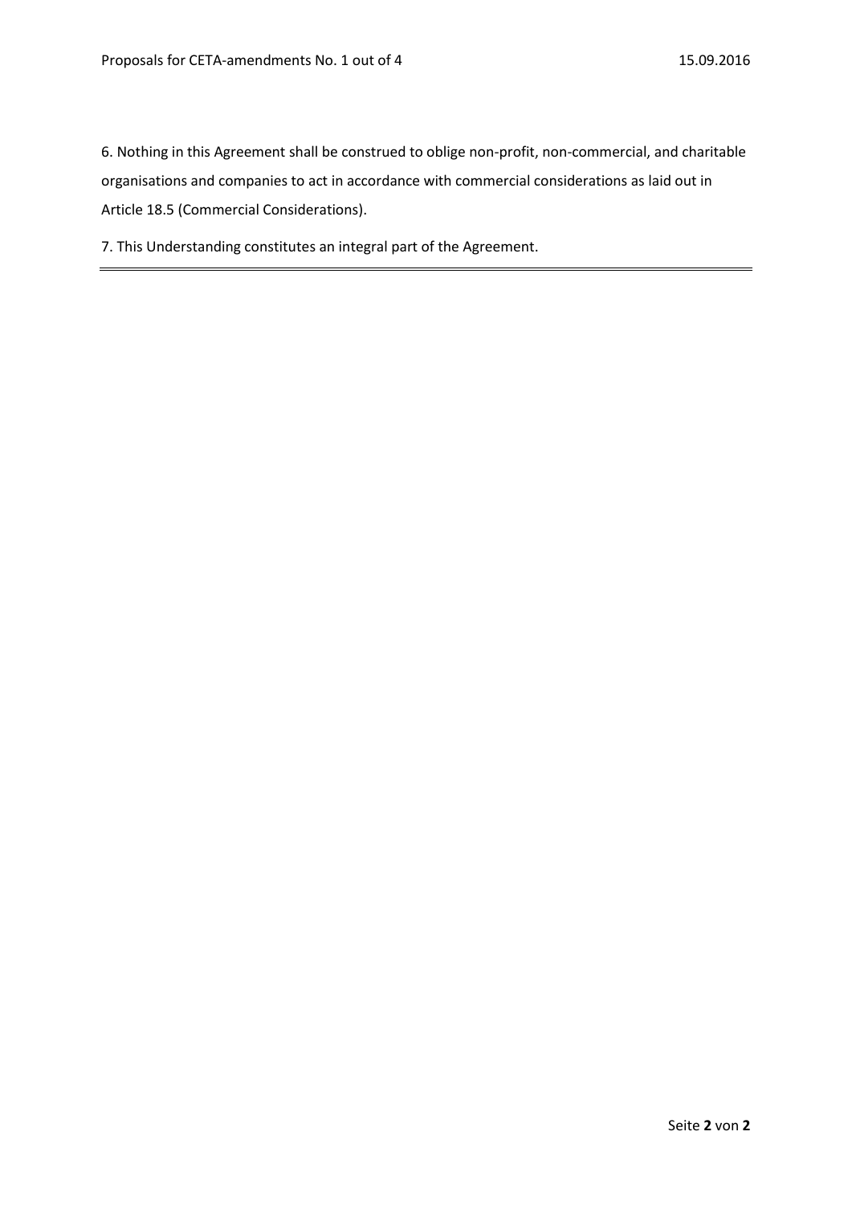6. Nothing in this Agreement shall be construed to oblige non-profit, non-commercial, and charitable organisations and companies to act in accordance with commercial considerations as laid out in Article 18.5 (Commercial Considerations).

7. This Understanding constitutes an integral part of the Agreement.

---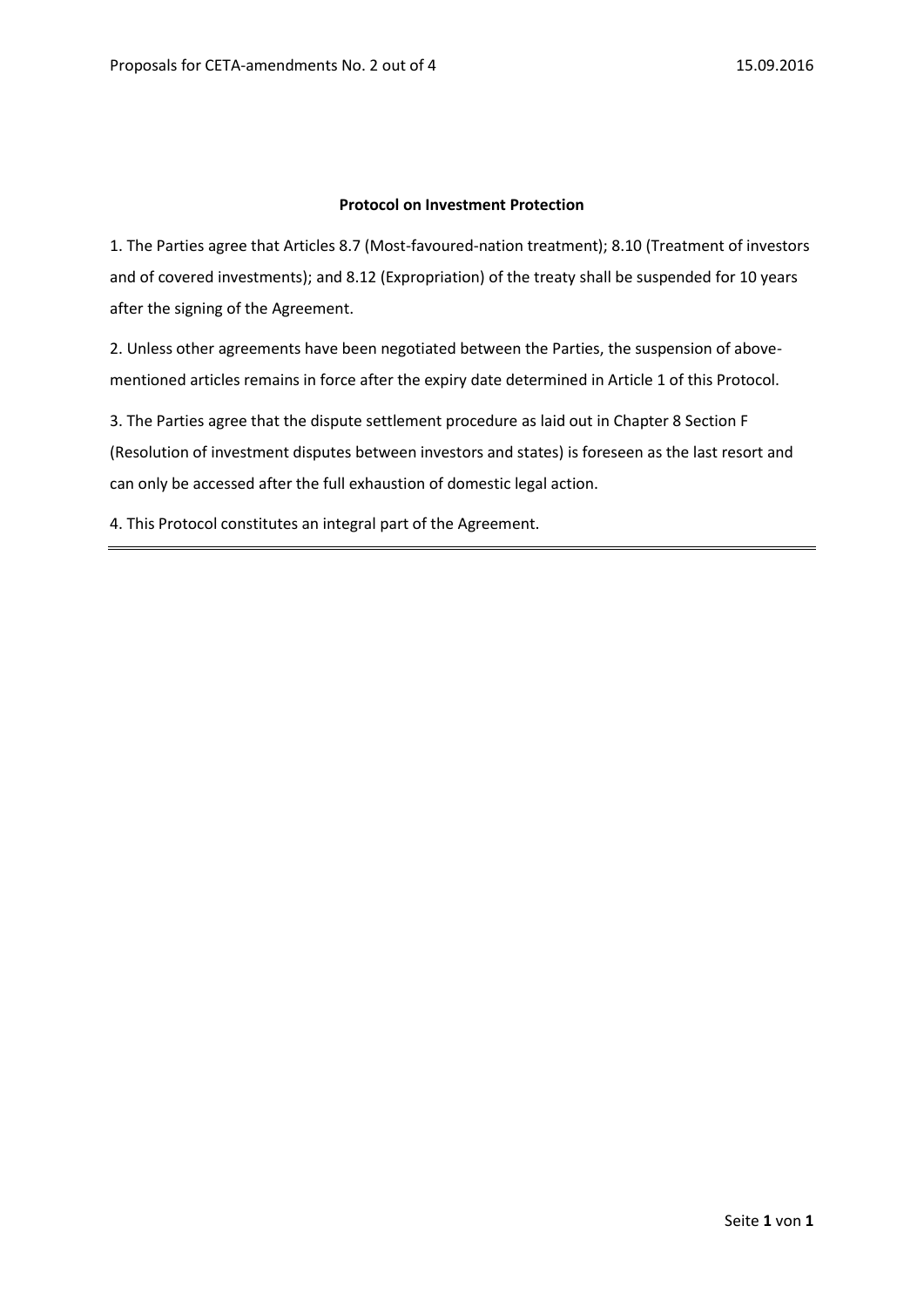## Protocol on Investment Protection

1. The Parties agree that Articles 8.7 (Most-favoured-nation treatment); 8.10 (Treatment of investors and of covered investments); and 8.12 (Expropriation) of the treaty shall be suspended for 10 years after the signing of the Agreement.

2. Unless other agreements have been negotiated between the Parties, the suspension of above-mentioned articles remains in force after the expiry date determined in Article 1 of this Protocol.

3. The Parties agree that the dispute settlement procedure as laid out in Chapter 8 Section F (Resolution of investment disputes between investors and states) is foreseen as the last resort and can only be accessed after the full exhaustion of domestic legal action.

4. This Protocol constitutes an integral part of the Agreement.